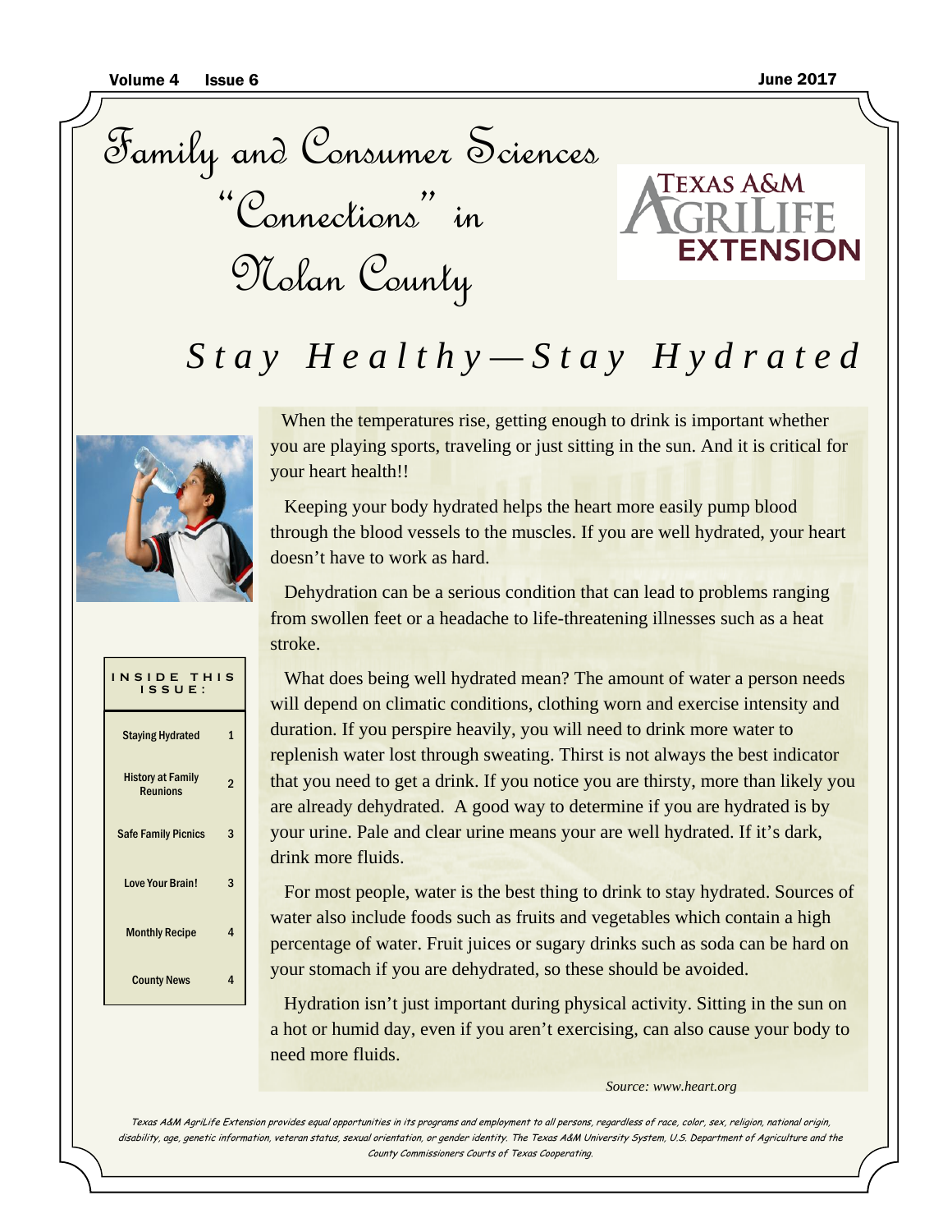# Family and Consumer Sciences "Connections" in Nolan County

Texas A&M AgriLife Extension

## *Stay Healthy—Stay Hydrated*

| INSIDE THIS ISSUE: | |
|---|---|
| Staying Hydrated | 1 |
| History at Family Reunions | 2 |
| Safe Family Picnics | 3 |
| Love Your Brain! | 3 |
| Monthly Recipe | 4 |
| County News | 4 |

When the temperatures rise, getting enough to drink is important whether you are playing sports, traveling or just sitting in the sun. And it is critical for your heart health!!

Keeping your body hydrated helps the heart more easily pump blood through the blood vessels to the muscles. If you are well hydrated, your heart doesn't have to work as hard.

Dehydration can be a serious condition that can lead to problems ranging from swollen feet or a headache to life-threatening illnesses such as a heat stroke.

What does being well hydrated mean? The amount of water a person needs will depend on climatic conditions, clothing worn and exercise intensity and duration. If you perspire heavily, you will need to drink more water to replenish water lost through sweating. Thirst is not always the best indicator that you need to get a drink. If you notice you are thirsty, more than likely you are already dehydrated. A good way to determine if you are hydrated is by your urine. Pale and clear urine means your are well hydrated. If it's dark, drink more fluids.

For most people, water is the best thing to drink to stay hydrated. Sources of water also include foods such as fruits and vegetables which contain a high percentage of water. Fruit juices or sugary drinks such as soda can be hard on your stomach if you are dehydrated, so these should be avoided.

Hydration isn't just important during physical activity. Sitting in the sun on a hot or humid day, even if you aren't exercising, can also cause your body to need more fluids.

*Source: www.heart.org*

*Texas A&M AgriLife Extension provides equal opportunities in its programs and employment to all persons, regardless of race, color, sex, religion, national origin, disability, age, genetic information, veteran status, sexual orientation, or gender identity. The Texas A&M University System, U.S. Department of Agriculture and the County Commissioners Courts of Texas Cooperating.*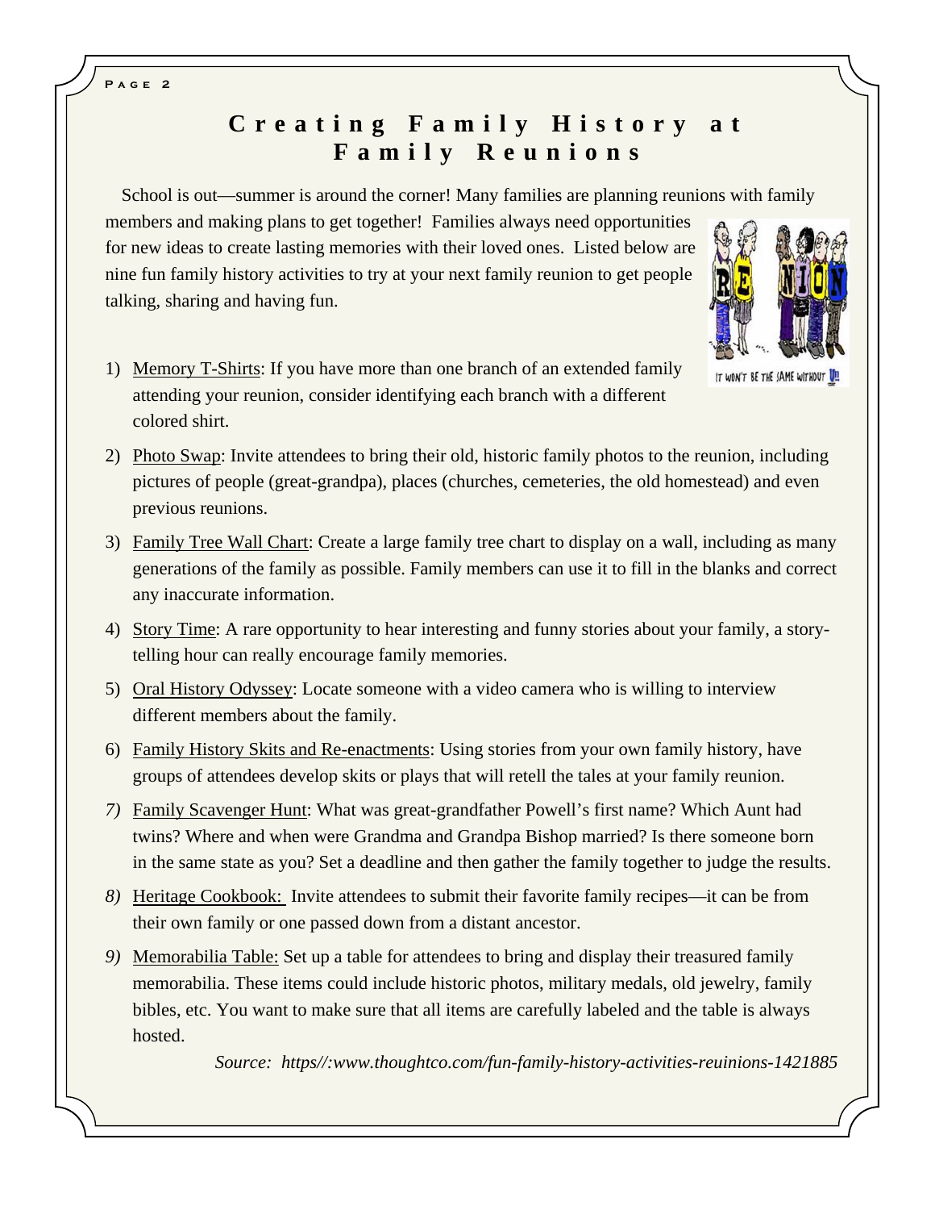# Creating Family History at Family Reunions

School is out—summer is around the corner! Many families are planning reunions with family members and making plans to get together! Families always need opportunities for new ideas to create lasting memories with their loved ones. Listed below are nine fun family history activities to try at your next family reunion to get people talking, sharing and having fun.

1) Memory T-Shirts: If you have more than one branch of an extended family attending your reunion, consider identifying each branch with a different colored shirt.
2) Photo Swap: Invite attendees to bring their old, historic family photos to the reunion, including pictures of people (great-grandpa), places (churches, cemeteries, the old homestead) and even previous reunions.
3) Family Tree Wall Chart: Create a large family tree chart to display on a wall, including as many generations of the family as possible. Family members can use it to fill in the blanks and correct any inaccurate information.
4) Story Time: A rare opportunity to hear interesting and funny stories about your family, a story-telling hour can really encourage family memories.
5) Oral History Odyssey: Locate someone with a video camera who is willing to interview different members about the family.
6) Family History Skits and Re-enactments: Using stories from your own family history, have groups of attendees develop skits or plays that will retell the tales at your family reunion.
7) Family Scavenger Hunt: What was great-grandfather Powell's first name? Which Aunt had twins? Where and when were Grandma and Grandpa Bishop married? Is there someone born in the same state as you? Set a deadline and then gather the family together to judge the results.
8) Heritage Cookbook: Invite attendees to submit their favorite family recipes—it can be from their own family or one passed down from a distant ancestor.
9) Memorabilia Table: Set up a table for attendees to bring and display their treasured family memorabilia. These items could include historic photos, military medals, old jewelry, family bibles, etc. You want to make sure that all items are carefully labeled and the table is always hosted.

*Source: https//:www.thoughtco.com/fun-family-history-activities-reunions-1421885*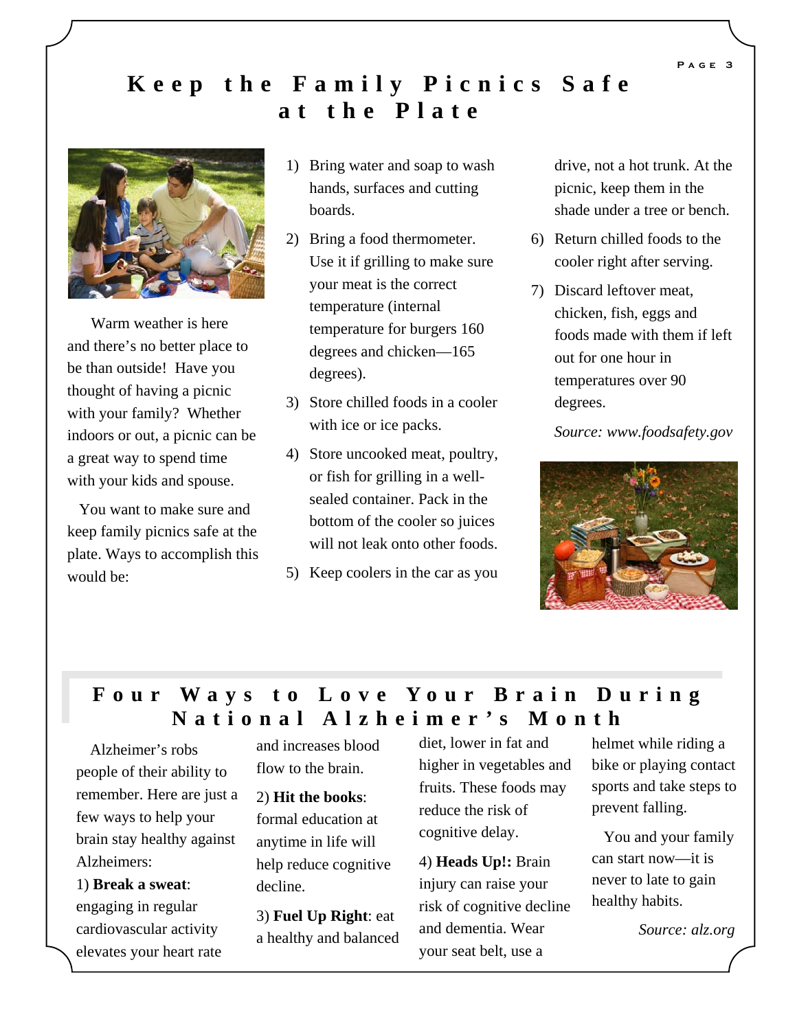# Keep the Family Picnics Safe at the Plate

Warm weather is here and there's no better place to be than outside! Have you thought of having a picnic with your family? Whether indoors or out, a picnic can be a great way to spend time with your kids and spouse.

You want to make sure and keep family picnics safe at the plate. Ways to accomplish this would be:

1) Bring water and soap to wash hands, surfaces and cutting boards.
2) Bring a food thermometer. Use it if grilling to make sure your meat is the correct temperature (internal temperature for burgers 160 degrees and chicken—165 degrees).
3) Store chilled foods in a cooler with ice or ice packs.
4) Store uncooked meat, poultry, or fish for grilling in a well-sealed container. Pack in the bottom of the cooler so juices will not leak onto other foods.
5) Keep coolers in the car as you drive, not a hot trunk. At the picnic, keep them in the shade under a tree or bench.
6) Return chilled foods to the cooler right after serving.
7) Discard leftover meat, chicken, fish, eggs and foods made with them if left out for one hour in temperatures over 90 degrees.

*Source: www.foodsafety.gov*

# Four Ways to Love Your Brain During National Alzheimer's Month

Alzheimer's robs people of their ability to remember. Here are just a few ways to help your brain stay healthy against Alzheimers:

1) **Break a sweat**: engaging in regular cardiovascular activity elevates your heart rate and increases blood flow to the brain.

2) **Hit the books**: formal education at anytime in life will help reduce cognitive decline.

3) **Fuel Up Right**: eat a healthy and balanced diet, lower in fat and higher in vegetables and fruits. These foods may reduce the risk of cognitive delay.

4) **Heads Up!**: Brain injury can raise your risk of cognitive decline and dementia. Wear your seat belt, use a helmet while riding a bike or playing contact sports and take steps to prevent falling.

You and your family can start now—it is never to late to gain healthy habits.

*Source: alz.org*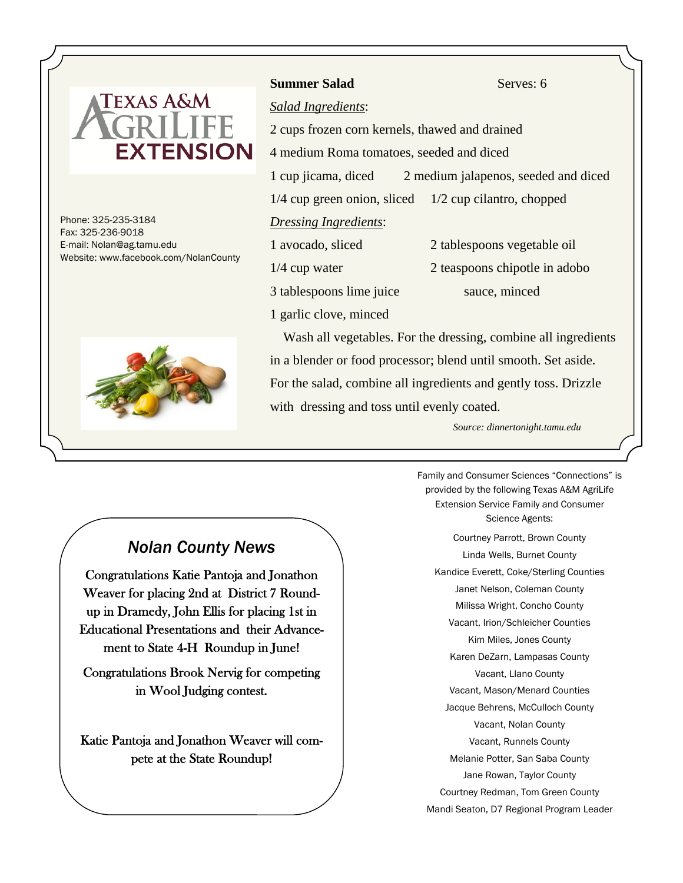Phone: 325-235-3184
Fax: 325-236-9018
E-mail: Nolan@ag.tamu.edu
Website: www.facebook.com/NolanCounty

**Summer Salad** Serves: 6

*Salad Ingredients*:

2 cups frozen corn kernels, thawed and drained
4 medium Roma tomatoes, seeded and diced
1 cup jicama, diced
2 medium jalapenos, seeded and diced
1/4 cup green onion, sliced
1/2 cup cilantro, chopped

*Dressing Ingredients*:

1 avocado, sliced
2 tablespoons vegetable oil
1/4 cup water
2 teaspoons chipotle in adobo sauce, minced
3 tablespoons lime juice
1 garlic clove, minced

Wash all vegetables. For the dressing, combine all ingredients in a blender or food processor; blend until smooth. Set aside. For the salad, combine all ingredients and gently toss. Drizzle with dressing and toss until evenly coated.

*Source: dinnertonight.tamu.edu*

## Nolan County News

Congratulations Katie Pantoja and Jonathon Weaver for placing 2nd at District 7 Round-up in Dramedy, John Ellis for placing 1st in Educational Presentations and their Advancement to State 4-H Roundup in June!

Congratulations Brook Nervig for competing in Wool Judging contest.

Katie Pantoja and Jonathon Weaver will compete at the State Roundup!

Family and Consumer Sciences "Connections" is provided by the following Texas A&M AgriLife Extension Service Family and Consumer Science Agents:

Courtney Parrott, Brown County
Linda Wells, Burnet County
Kandice Everett, Coke/Sterling Counties
Janet Nelson, Coleman County
Milissa Wright, Concho County
Vacant, Irion/Schleicher Counties
Kim Miles, Jones County
Karen DeZarn, Lampasas County
Vacant, Llano County
Vacant, Mason/Menard Counties
Jacque Behrens, McCulloch County
Vacant, Nolan County
Vacant, Runnels County
Melanie Potter, San Saba County
Jane Rowan, Taylor County
Courtney Redman, Tom Green County
Mandi Seaton, D7 Regional Program Leader